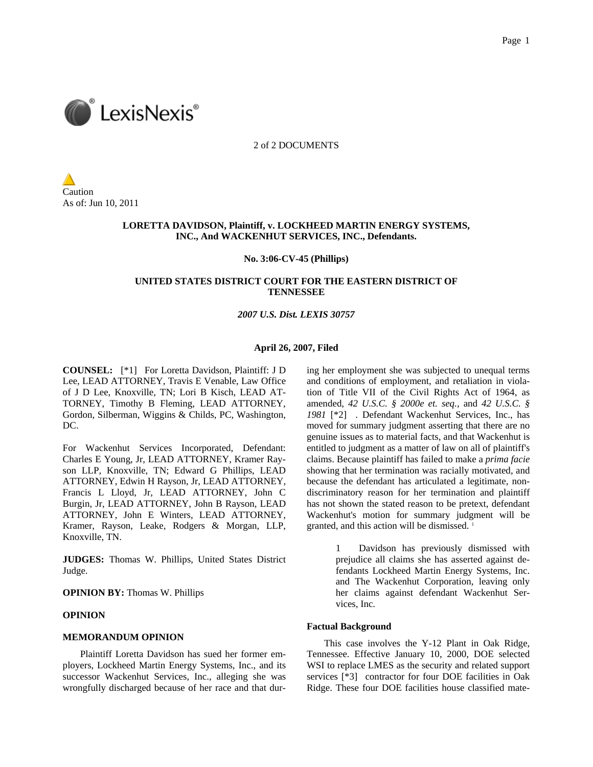2 of 2 DOCUMENTS

Caution
As of: Jun 10, 2011

**LORETTA DAVIDSON, Plaintiff, v. LOCKHEED MARTIN ENERGY SYSTEMS, INC., And WACKENHUT SERVICES, INC., Defendants.**

**No. 3:06-CV-45 (Phillips)**

**UNITED STATES DISTRICT COURT FOR THE EASTERN DISTRICT OF TENNESSEE**

*2007 U.S. Dist. LEXIS 30757*

**April 26, 2007, Filed**

**COUNSEL:** [*1] For Loretta Davidson, Plaintiff: J D Lee, LEAD ATTORNEY, Travis E Venable, Law Office of J D Lee, Knoxville, TN; Lori B Kisch, LEAD ATTORNEY, Timothy B Fleming, LEAD ATTORNEY, Gordon, Silberman, Wiggins & Childs, PC, Washington, DC.

For Wackenhut Services Incorporated, Defendant: Charles E Young, Jr, LEAD ATTORNEY, Kramer Rayson LLP, Knoxville, TN; Edward G Phillips, LEAD ATTORNEY, Edwin H Rayson, Jr, LEAD ATTORNEY, Francis L Lloyd, Jr, LEAD ATTORNEY, John C Burgin, Jr, LEAD ATTORNEY, John B Rayson, LEAD ATTORNEY, John E Winters, LEAD ATTORNEY, Kramer, Rayson, Leake, Rodgers & Morgan, LLP, Knoxville, TN.

**JUDGES:** Thomas W. Phillips, United States District Judge.

**OPINION BY:** Thomas W. Phillips

**OPINION**

**MEMORANDUM OPINION**

Plaintiff Loretta Davidson has sued her former employers, Lockheed Martin Energy Systems, Inc., and its successor Wackenhut Services, Inc., alleging she was wrongfully discharged because of her race and that during her employment she was subjected to unequal terms and conditions of employment, and retaliation in violation of Title VII of the Civil Rights Act of 1964, as amended, *42 U.S.C. § 2000e et. seq.*, and *42 U.S.C. § 1981* [*2] . Defendant Wackenhut Services, Inc., has moved for summary judgment asserting that there are no genuine issues as to material facts, and that Wackenhut is entitled to judgment as a matter of law on all of plaintiff's claims. Because plaintiff has failed to make a *prima facie* showing that her termination was racially motivated, and because the defendant has articulated a legitimate, non-discriminatory reason for her termination and plaintiff has not shown the stated reason to be pretext, defendant Wackenhut's motion for summary judgment will be granted, and this action will be dismissed. [1]

> 1 Davidson has previously dismissed with prejudice all claims she has asserted against defendants Lockheed Martin Energy Systems, Inc. and The Wackenhut Corporation, leaving only her claims against defendant Wackenhut Services, Inc.

**Factual Background**

This case involves the Y-12 Plant in Oak Ridge, Tennessee. Effective January 10, 2000, DOE selected WSI to replace LMES as the security and related support services [*3] contractor for four DOE facilities in Oak Ridge. These four DOE facilities house classified mate-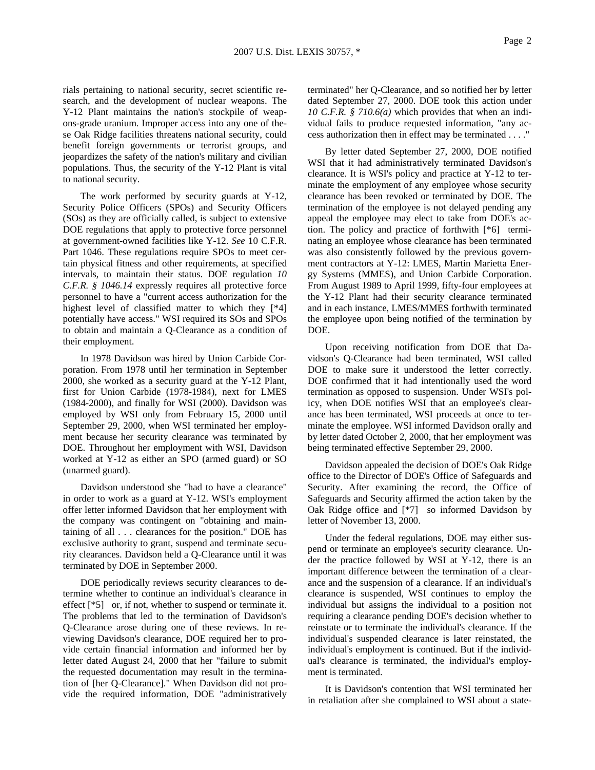rials pertaining to national security, secret scientific research, and the development of nuclear weapons. The Y-12 Plant maintains the nation's stockpile of weapons-grade uranium. Improper access into any one of these Oak Ridge facilities threatens national security, could benefit foreign governments or terrorist groups, and jeopardizes the safety of the nation's military and civilian populations. Thus, the security of the Y-12 Plant is vital to national security.

The work performed by security guards at Y-12, Security Police Officers (SPOs) and Security Officers (SOs) as they are officially called, is subject to extensive DOE regulations that apply to protective force personnel at government-owned facilities like Y-12. *See* 10 C.F.R. Part 1046. These regulations require SPOs to meet certain physical fitness and other requirements, at specified intervals, to maintain their status. DOE regulation *10 C.F.R. § 1046.14* expressly requires all protective force personnel to have a "current access authorization for the highest level of classified matter to which they [*4] potentially have access." WSI required its SOs and SPOs to obtain and maintain a Q-Clearance as a condition of their employment.

In 1978 Davidson was hired by Union Carbide Corporation. From 1978 until her termination in September 2000, she worked as a security guard at the Y-12 Plant, first for Union Carbide (1978-1984), next for LMES (1984-2000), and finally for WSI (2000). Davidson was employed by WSI only from February 15, 2000 until September 29, 2000, when WSI terminated her employment because her security clearance was terminated by DOE. Throughout her employment with WSI, Davidson worked at Y-12 as either an SPO (armed guard) or SO (unarmed guard).

Davidson understood she "had to have a clearance" in order to work as a guard at Y-12. WSI's employment offer letter informed Davidson that her employment with the company was contingent on "obtaining and maintaining of all . . . clearances for the position." DOE has exclusive authority to grant, suspend and terminate security clearances. Davidson held a Q-Clearance until it was terminated by DOE in September 2000.

DOE periodically reviews security clearances to determine whether to continue an individual's clearance in effect [*5] or, if not, whether to suspend or terminate it. The problems that led to the termination of Davidson's Q-Clearance arose during one of these reviews. In reviewing Davidson's clearance, DOE required her to provide certain financial information and informed her by letter dated August 24, 2000 that her "failure to submit the requested documentation may result in the termination of [her Q-Clearance]." When Davidson did not provide the required information, DOE "administratively terminated" her Q-Clearance, and so notified her by letter dated September 27, 2000. DOE took this action under *10 C.F.R. § 710.6(a)* which provides that when an individual fails to produce requested information, "any access authorization then in effect may be terminated . . . ."

By letter dated September 27, 2000, DOE notified WSI that it had administratively terminated Davidson's clearance. It is WSI's policy and practice at Y-12 to terminate the employment of any employee whose security clearance has been revoked or terminated by DOE. The termination of the employee is not delayed pending any appeal the employee may elect to take from DOE's action. The policy and practice of forthwith [*6] terminating an employee whose clearance has been terminated was also consistently followed by the previous government contractors at Y-12: LMES, Martin Marietta Energy Systems (MMES), and Union Carbide Corporation. From August 1989 to April 1999, fifty-four employees at the Y-12 Plant had their security clearance terminated and in each instance, LMES/MMES forthwith terminated the employee upon being notified of the termination by DOE.

Upon receiving notification from DOE that Davidson's Q-Clearance had been terminated, WSI called DOE to make sure it understood the letter correctly. DOE confirmed that it had intentionally used the word termination as opposed to suspension. Under WSI's policy, when DOE notifies WSI that an employee's clearance has been terminated, WSI proceeds at once to terminate the employee. WSI informed Davidson orally and by letter dated October 2, 2000, that her employment was being terminated effective September 29, 2000.

Davidson appealed the decision of DOE's Oak Ridge office to the Director of DOE's Office of Safeguards and Security. After examining the record, the Office of Safeguards and Security affirmed the action taken by the Oak Ridge office and [*7] so informed Davidson by letter of November 13, 2000.

Under the federal regulations, DOE may either suspend or terminate an employee's security clearance. Under the practice followed by WSI at Y-12, there is an important difference between the termination of a clearance and the suspension of a clearance. If an individual's clearance is suspended, WSI continues to employ the individual but assigns the individual to a position not requiring a clearance pending DOE's decision whether to reinstate or to terminate the individual's clearance. If the individual's suspended clearance is later reinstated, the individual's employment is continued. But if the individual's clearance is terminated, the individual's employment is terminated.

It is Davidson's contention that WSI terminated her in retaliation after she complained to WSI about a state-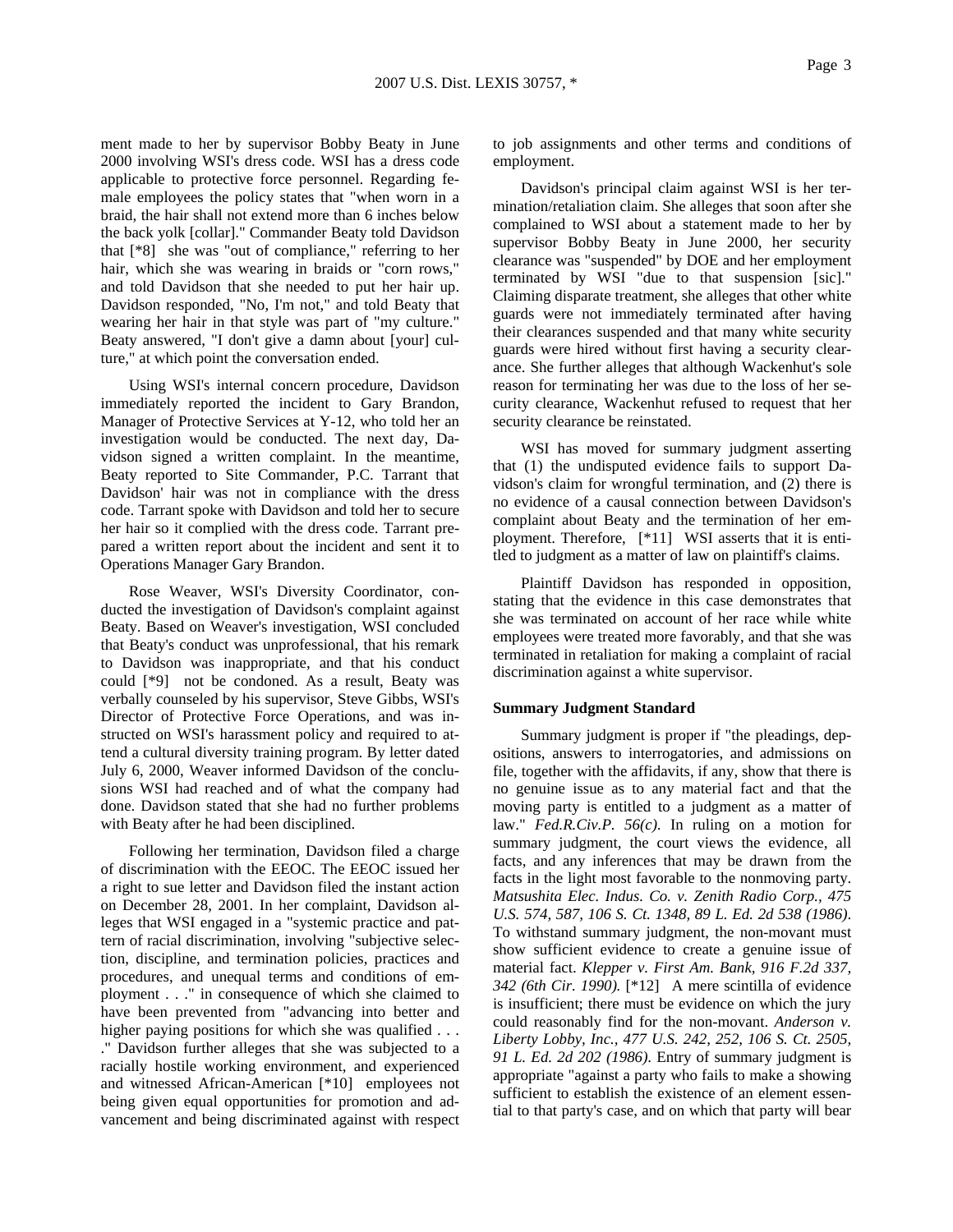ment made to her by supervisor Bobby Beaty in June 2000 involving WSI's dress code. WSI has a dress code applicable to protective force personnel. Regarding female employees the policy states that "when worn in a braid, the hair shall not extend more than 6 inches below the back yolk [collar]." Commander Beaty told Davidson that [*8] she was "out of compliance," referring to her hair, which she was wearing in braids or "corn rows," and told Davidson that she needed to put her hair up. Davidson responded, "No, I'm not," and told Beaty that wearing her hair in that style was part of "my culture." Beaty answered, "I don't give a damn about [your] culture," at which point the conversation ended.

Using WSI's internal concern procedure, Davidson immediately reported the incident to Gary Brandon, Manager of Protective Services at Y-12, who told her an investigation would be conducted. The next day, Davidson signed a written complaint. In the meantime, Beaty reported to Site Commander, P.C. Tarrant that Davidson' hair was not in compliance with the dress code. Tarrant spoke with Davidson and told her to secure her hair so it complied with the dress code. Tarrant prepared a written report about the incident and sent it to Operations Manager Gary Brandon.

Rose Weaver, WSI's Diversity Coordinator, conducted the investigation of Davidson's complaint against Beaty. Based on Weaver's investigation, WSI concluded that Beaty's conduct was unprofessional, that his remark to Davidson was inappropriate, and that his conduct could [*9] not be condoned. As a result, Beaty was verbally counseled by his supervisor, Steve Gibbs, WSI's Director of Protective Force Operations, and was instructed on WSI's harassment policy and required to attend a cultural diversity training program. By letter dated July 6, 2000, Weaver informed Davidson of the conclusions WSI had reached and of what the company had done. Davidson stated that she had no further problems with Beaty after he had been disciplined.

Following her termination, Davidson filed a charge of discrimination with the EEOC. The EEOC issued her a right to sue letter and Davidson filed the instant action on December 28, 2001. In her complaint, Davidson alleges that WSI engaged in a "systemic practice and pattern of racial discrimination, involving "subjective selection, discipline, and termination policies, practices and procedures, and unequal terms and conditions of employment . . ." in consequence of which she claimed to have been prevented from "advancing into better and higher paying positions for which she was qualified . . . ." Davidson further alleges that she was subjected to a racially hostile working environment, and experienced and witnessed African-American [*10] employees not being given equal opportunities for promotion and advancement and being discriminated against with respect to job assignments and other terms and conditions of employment.

Davidson's principal claim against WSI is her termination/retaliation claim. She alleges that soon after she complained to WSI about a statement made to her by supervisor Bobby Beaty in June 2000, her security clearance was "suspended" by DOE and her employment terminated by WSI "due to that suspension [sic]." Claiming disparate treatment, she alleges that other white guards were not immediately terminated after having their clearances suspended and that many white security guards were hired without first having a security clearance. She further alleges that although Wackenhut's sole reason for terminating her was due to the loss of her security clearance, Wackenhut refused to request that her security clearance be reinstated.

WSI has moved for summary judgment asserting that (1) the undisputed evidence fails to support Davidson's claim for wrongful termination, and (2) there is no evidence of a causal connection between Davidson's complaint about Beaty and the termination of her employment. Therefore, [*11] WSI asserts that it is entitled to judgment as a matter of law on plaintiff's claims.

Plaintiff Davidson has responded in opposition, stating that the evidence in this case demonstrates that she was terminated on account of her race while white employees were treated more favorably, and that she was terminated in retaliation for making a complaint of racial discrimination against a white supervisor.

**Summary Judgment Standard**

Summary judgment is proper if "the pleadings, depositions, answers to interrogatories, and admissions on file, together with the affidavits, if any, show that there is no genuine issue as to any material fact and that the moving party is entitled to a judgment as a matter of law." *Fed.R.Civ.P. 56(c)*. In ruling on a motion for summary judgment, the court views the evidence, all facts, and any inferences that may be drawn from the facts in the light most favorable to the nonmoving party. *Matsushita Elec. Indus. Co. v. Zenith Radio Corp., 475 U.S. 574, 587, 106 S. Ct. 1348, 89 L. Ed. 2d 538 (1986)*. To withstand summary judgment, the non-movant must show sufficient evidence to create a genuine issue of material fact. *Klepper v. First Am. Bank, 916 F.2d 337, 342 (6th Cir. 1990).* [*12] A mere scintilla of evidence is insufficient; there must be evidence on which the jury could reasonably find for the non-movant. *Anderson v. Liberty Lobby, Inc., 477 U.S. 242, 252, 106 S. Ct. 2505, 91 L. Ed. 2d 202 (1986).* Entry of summary judgment is appropriate "against a party who fails to make a showing sufficient to establish the existence of an element essential to that party's case, and on which that party will bear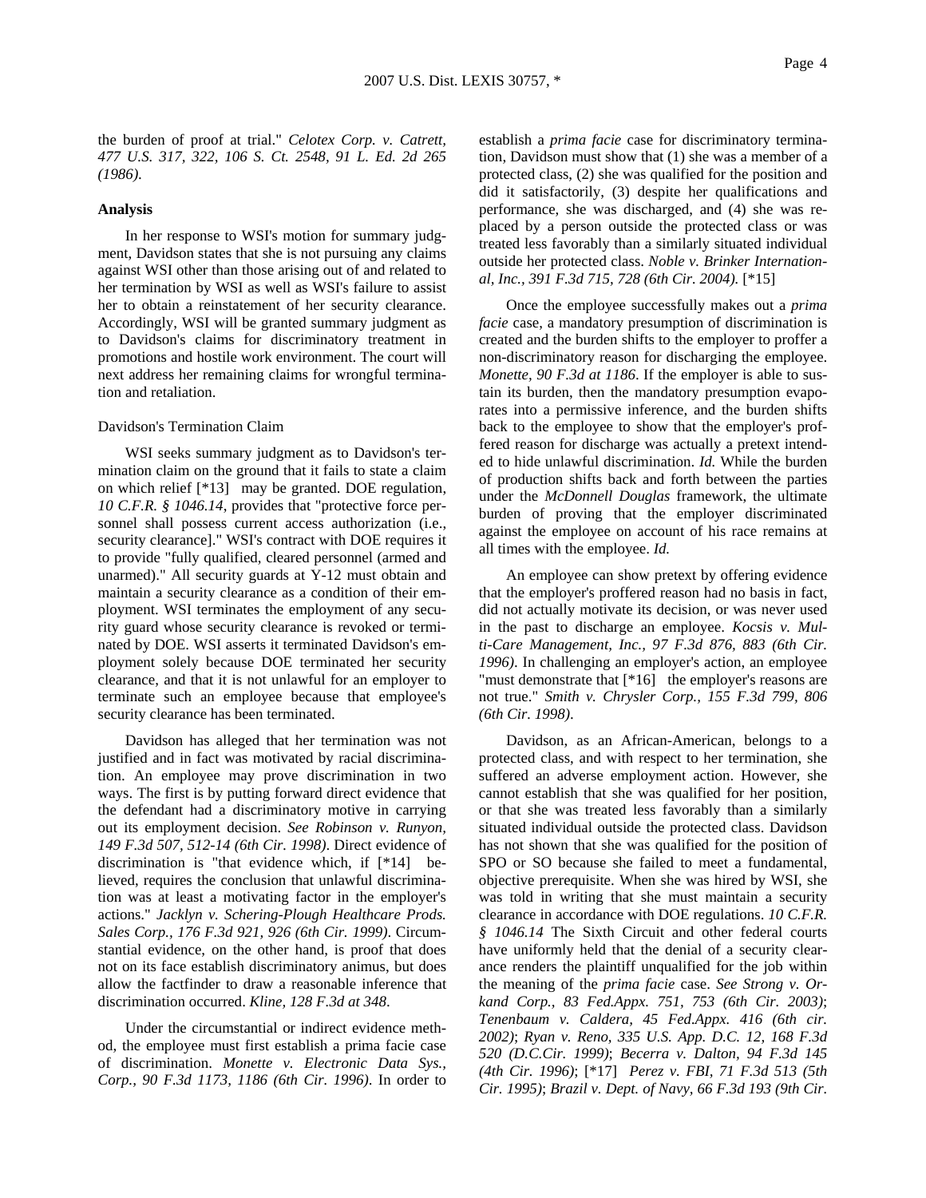the burden of proof at trial." *Celotex Corp. v. Catrett, 477 U.S. 317, 322, 106 S. Ct. 2548, 91 L. Ed. 2d 265 (1986)*.

**Analysis**

In her response to WSI's motion for summary judgment, Davidson states that she is not pursuing any claims against WSI other than those arising out of and related to her termination by WSI as well as WSI's failure to assist her to obtain a reinstatement of her security clearance. Accordingly, WSI will be granted summary judgment as to Davidson's claims for discriminatory treatment in promotions and hostile work environment. The court will next address her remaining claims for wrongful termination and retaliation.

Davidson's Termination Claim

WSI seeks summary judgment as to Davidson's termination claim on the ground that it fails to state a claim on which relief [*13] may be granted. DOE regulation, *10 C.F.R. § 1046.14*, provides that "protective force personnel shall possess current access authorization (i.e., security clearance]." WSI's contract with DOE requires it to provide "fully qualified, cleared personnel (armed and unarmed)." All security guards at Y-12 must obtain and maintain a security clearance as a condition of their employment. WSI terminates the employment of any security guard whose security clearance is revoked or terminated by DOE. WSI asserts it terminated Davidson's employment solely because DOE terminated her security clearance, and that it is not unlawful for an employer to terminate such an employee because that employee's security clearance has been terminated.

Davidson has alleged that her termination was not justified and in fact was motivated by racial discrimination. An employee may prove discrimination in two ways. The first is by putting forward direct evidence that the defendant had a discriminatory motive in carrying out its employment decision. *See Robinson v. Runyon, 149 F.3d 507, 512-14 (6th Cir. 1998)*. Direct evidence of discrimination is "that evidence which, if [*14] believed, requires the conclusion that unlawful discrimination was at least a motivating factor in the employer's actions." *Jacklyn v. Schering-Plough Healthcare Prods. Sales Corp., 176 F.3d 921, 926 (6th Cir. 1999)*. Circumstantial evidence, on the other hand, is proof that does not on its face establish discriminatory animus, but does allow the factfinder to draw a reasonable inference that discrimination occurred. *Kline, 128 F.3d at 348*.

Under the circumstantial or indirect evidence method, the employee must first establish a prima facie case of discrimination. *Monette v. Electronic Data Sys., Corp., 90 F.3d 1173, 1186 (6th Cir. 1996)*. In order to establish a *prima facie* case for discriminatory termination, Davidson must show that (1) she was a member of a protected class, (2) she was qualified for the position and did it satisfactorily, (3) despite her qualifications and performance, she was discharged, and (4) she was replaced by a person outside the protected class or was treated less favorably than a similarly situated individual outside her protected class. *Noble v. Brinker International, Inc., 391 F.3d 715, 728 (6th Cir. 2004).* [*15]

Once the employee successfully makes out a *prima facie* case, a mandatory presumption of discrimination is created and the burden shifts to the employer to proffer a non-discriminatory reason for discharging the employee. *Monette, 90 F.3d at 1186*. If the employer is able to sustain its burden, then the mandatory presumption evaporates into a permissive inference, and the burden shifts back to the employee to show that the employer's proffered reason for discharge was actually a pretext intended to hide unlawful discrimination. *Id.* While the burden of production shifts back and forth between the parties under the *McDonnell Douglas* framework, the ultimate burden of proving that the employer discriminated against the employee on account of his race remains at all times with the employee. *Id.*

An employee can show pretext by offering evidence that the employer's proffered reason had no basis in fact, did not actually motivate its decision, or was never used in the past to discharge an employee. *Kocsis v. Multi-Care Management, Inc., 97 F.3d 876, 883 (6th Cir. 1996)*. In challenging an employer's action, an employee "must demonstrate that [*16] the employer's reasons are not true." *Smith v. Chrysler Corp., 155 F.3d 799, 806 (6th Cir. 1998)*.

Davidson, as an African-American, belongs to a protected class, and with respect to her termination, she suffered an adverse employment action. However, she cannot establish that she was qualified for her position, or that she was treated less favorably than a similarly situated individual outside the protected class. Davidson has not shown that she was qualified for the position of SPO or SO because she failed to meet a fundamental, objective prerequisite. When she was hired by WSI, she was told in writing that she must maintain a security clearance in accordance with DOE regulations. *10 C.F.R. § 1046.14* The Sixth Circuit and other federal courts have uniformly held that the denial of a security clearance renders the plaintiff unqualified for the job within the meaning of the *prima facie* case. *See Strong v. Orkand Corp., 83 Fed.Appx. 751, 753 (6th Cir. 2003)*; *Tenenbaum v. Caldera, 45 Fed.Appx. 416 (6th cir. 2002)*; *Ryan v. Reno, 335 U.S. App. D.C. 12, 168 F.3d 520 (D.C.Cir. 1999)*; *Becerra v. Dalton, 94 F.3d 145 (4th Cir. 1996)*; [*17] *Perez v. FBI, 71 F.3d 513 (5th Cir. 1995)*; *Brazil v. Dept. of Navy, 66 F.3d 193 (9th Cir.*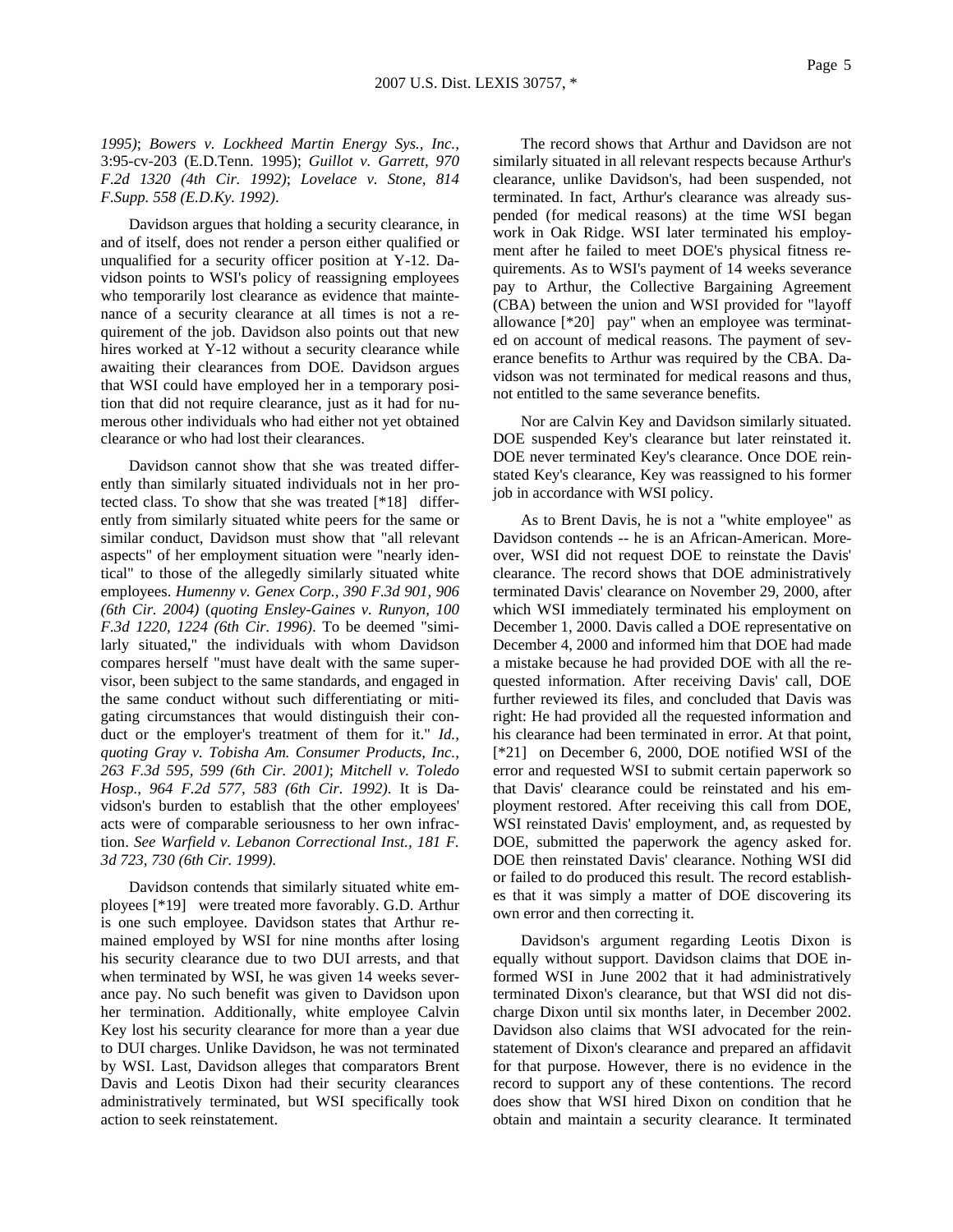*1995)*; *Bowers v. Lockheed Martin Energy Sys., Inc.,* 3:95-cv-203 (E.D.Tenn. 1995); *Guillot v. Garrett, 970 F.2d 1320 (4th Cir. 1992)*; *Lovelace v. Stone, 814 F.Supp. 558 (E.D.Ky. 1992)*.

Davidson argues that holding a security clearance, in and of itself, does not render a person either qualified or unqualified for a security officer position at Y-12. Davidson points to WSI's policy of reassigning employees who temporarily lost clearance as evidence that maintenance of a security clearance at all times is not a requirement of the job. Davidson also points out that new hires worked at Y-12 without a security clearance while awaiting their clearances from DOE. Davidson argues that WSI could have employed her in a temporary position that did not require clearance, just as it had for numerous other individuals who had either not yet obtained clearance or who had lost their clearances.

Davidson cannot show that she was treated differently than similarly situated individuals not in her protected class. To show that she was treated [*18] differently from similarly situated white peers for the same or similar conduct, Davidson must show that "all relevant aspects" of her employment situation were "nearly identical" to those of the allegedly similarly situated white employees. *Humenny v. Genex Corp., 390 F.3d 901, 906 (6th Cir. 2004)* (*quoting Ensley-Gaines v. Runyon, 100 F.3d 1220, 1224 (6th Cir. 1996)*. To be deemed "similarly situated," the individuals with whom Davidson compares herself "must have dealt with the same supervisor, been subject to the same standards, and engaged in the same conduct without such differentiating or mitigating circumstances that would distinguish their conduct or the employer's treatment of them for it." *Id., quoting Gray v. Tobisha Am. Consumer Products, Inc., 263 F.3d 595, 599 (6th Cir. 2001)*; *Mitchell v. Toledo Hosp., 964 F.2d 577, 583 (6th Cir. 1992)*. It is Davidson's burden to establish that the other employees' acts were of comparable seriousness to her own infraction. *See Warfield v. Lebanon Correctional Inst., 181 F. 3d 723, 730 (6th Cir. 1999)*.

Davidson contends that similarly situated white employees [*19] were treated more favorably. G.D. Arthur is one such employee. Davidson states that Arthur remained employed by WSI for nine months after losing his security clearance due to two DUI arrests, and that when terminated by WSI, he was given 14 weeks severance pay. No such benefit was given to Davidson upon her termination. Additionally, white employee Calvin Key lost his security clearance for more than a year due to DUI charges. Unlike Davidson, he was not terminated by WSI. Last, Davidson alleges that comparators Brent Davis and Leotis Dixon had their security clearances administratively terminated, but WSI specifically took action to seek reinstatement.

The record shows that Arthur and Davidson are not similarly situated in all relevant respects because Arthur's clearance, unlike Davidson's, had been suspended, not terminated. In fact, Arthur's clearance was already suspended (for medical reasons) at the time WSI began work in Oak Ridge. WSI later terminated his employment after he failed to meet DOE's physical fitness requirements. As to WSI's payment of 14 weeks severance pay to Arthur, the Collective Bargaining Agreement (CBA) between the union and WSI provided for "layoff allowance [*20] pay" when an employee was terminated on account of medical reasons. The payment of severance benefits to Arthur was required by the CBA. Davidson was not terminated for medical reasons and thus, not entitled to the same severance benefits.

Nor are Calvin Key and Davidson similarly situated. DOE suspended Key's clearance but later reinstated it. DOE never terminated Key's clearance. Once DOE reinstated Key's clearance, Key was reassigned to his former job in accordance with WSI policy.

As to Brent Davis, he is not a "white employee" as Davidson contends -- he is an African-American. Moreover, WSI did not request DOE to reinstate the Davis' clearance. The record shows that DOE administratively terminated Davis' clearance on November 29, 2000, after which WSI immediately terminated his employment on December 1, 2000. Davis called a DOE representative on December 4, 2000 and informed him that DOE had made a mistake because he had provided DOE with all the requested information. After receiving Davis' call, DOE further reviewed its files, and concluded that Davis was right: He had provided all the requested information and his clearance had been terminated in error. At that point, [*21] on December 6, 2000, DOE notified WSI of the error and requested WSI to submit certain paperwork so that Davis' clearance could be reinstated and his employment restored. After receiving this call from DOE, WSI reinstated Davis' employment, and, as requested by DOE, submitted the paperwork the agency asked for. DOE then reinstated Davis' clearance. Nothing WSI did or failed to do produced this result. The record establishes that it was simply a matter of DOE discovering its own error and then correcting it.

Davidson's argument regarding Leotis Dixon is equally without support. Davidson claims that DOE informed WSI in June 2002 that it had administratively terminated Dixon's clearance, but that WSI did not discharge Dixon until six months later, in December 2002. Davidson also claims that WSI advocated for the reinstatement of Dixon's clearance and prepared an affidavit for that purpose. However, there is no evidence in the record to support any of these contentions. The record does show that WSI hired Dixon on condition that he obtain and maintain a security clearance. It terminated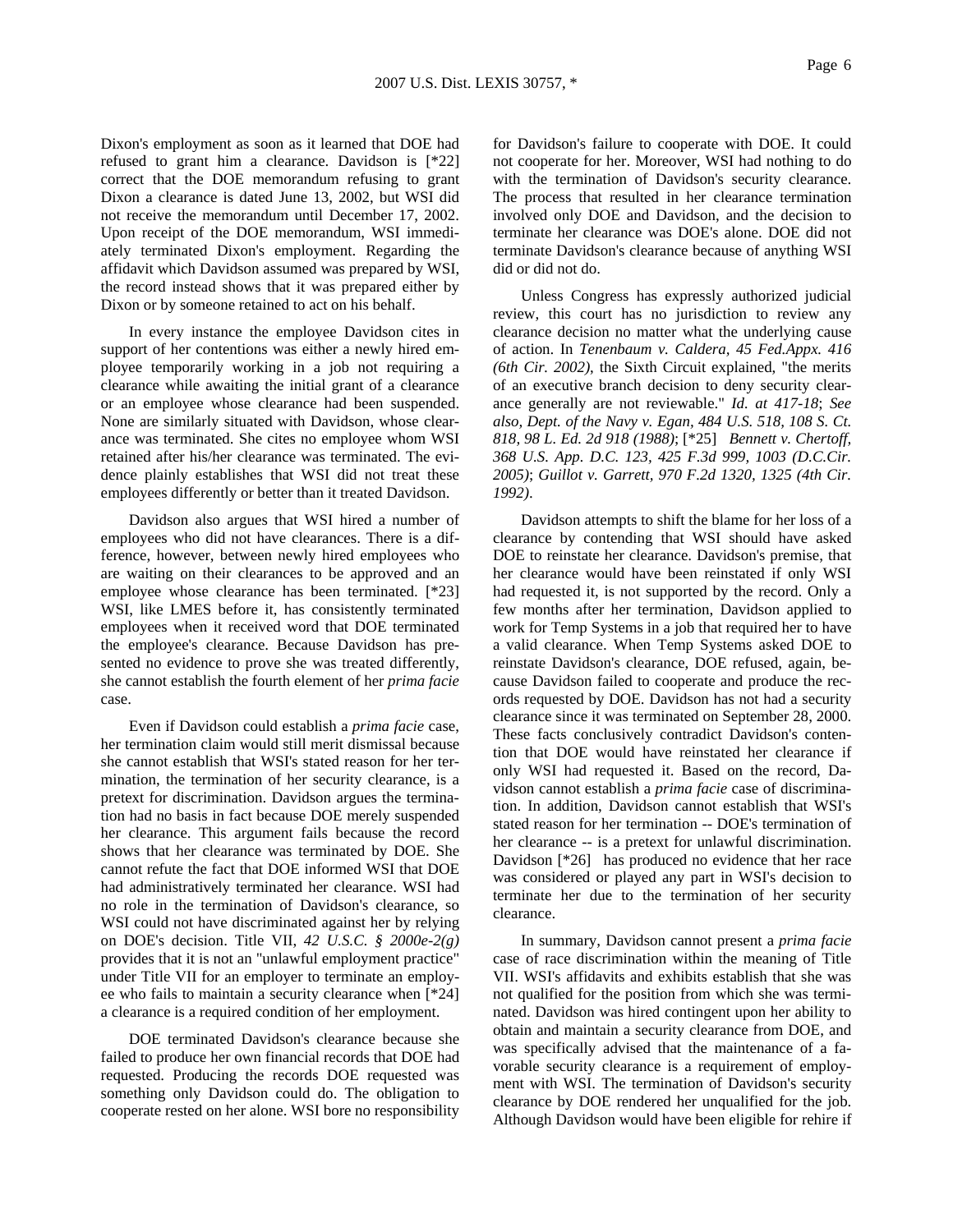Dixon's employment as soon as it learned that DOE had refused to grant him a clearance. Davidson is [*22] correct that the DOE memorandum refusing to grant Dixon a clearance is dated June 13, 2002, but WSI did not receive the memorandum until December 17, 2002. Upon receipt of the DOE memorandum, WSI immediately terminated Dixon's employment. Regarding the affidavit which Davidson assumed was prepared by WSI, the record instead shows that it was prepared either by Dixon or by someone retained to act on his behalf.

In every instance the employee Davidson cites in support of her contentions was either a newly hired employee temporarily working in a job not requiring a clearance while awaiting the initial grant of a clearance or an employee whose clearance had been suspended. None are similarly situated with Davidson, whose clearance was terminated. She cites no employee whom WSI retained after his/her clearance was terminated. The evidence plainly establishes that WSI did not treat these employees differently or better than it treated Davidson.

Davidson also argues that WSI hired a number of employees who did not have clearances. There is a difference, however, between newly hired employees who are waiting on their clearances to be approved and an employee whose clearance has been terminated. [*23] WSI, like LMES before it, has consistently terminated employees when it received word that DOE terminated the employee's clearance. Because Davidson has presented no evidence to prove she was treated differently, she cannot establish the fourth element of her *prima facie* case.

Even if Davidson could establish a *prima facie* case, her termination claim would still merit dismissal because she cannot establish that WSI's stated reason for her termination, the termination of her security clearance, is a pretext for discrimination. Davidson argues the termination had no basis in fact because DOE merely suspended her clearance. This argument fails because the record shows that her clearance was terminated by DOE. She cannot refute the fact that DOE informed WSI that DOE had administratively terminated her clearance. WSI had no role in the termination of Davidson's clearance, so WSI could not have discriminated against her by relying on DOE's decision. Title VII, *42 U.S.C. § 2000e-2(g)* provides that it is not an "unlawful employment practice" under Title VII for an employer to terminate an employee who fails to maintain a security clearance when [*24] a clearance is a required condition of her employment.

DOE terminated Davidson's clearance because she failed to produce her own financial records that DOE had requested. Producing the records DOE requested was something only Davidson could do. The obligation to cooperate rested on her alone. WSI bore no responsibility for Davidson's failure to cooperate with DOE. It could not cooperate for her. Moreover, WSI had nothing to do with the termination of Davidson's security clearance. The process that resulted in her clearance termination involved only DOE and Davidson, and the decision to terminate her clearance was DOE's alone. DOE did not terminate Davidson's clearance because of anything WSI did or did not do.

Unless Congress has expressly authorized judicial review, this court has no jurisdiction to review any clearance decision no matter what the underlying cause of action. In *Tenenbaum v. Caldera, 45 Fed.Appx. 416 (6th Cir. 2002)*, the Sixth Circuit explained, "the merits of an executive branch decision to deny security clearance generally are not reviewable." *Id. at 417-18*; *See also, Dept. of the Navy v. Egan, 484 U.S. 518, 108 S. Ct. 818, 98 L. Ed. 2d 918 (1988)*; [*25] *Bennett v. Chertoff, 368 U.S. App. D.C. 123, 425 F.3d 999, 1003 (D.C.Cir. 2005)*; *Guillot v. Garrett, 970 F.2d 1320, 1325 (4th Cir. 1992)*.

Davidson attempts to shift the blame for her loss of a clearance by contending that WSI should have asked DOE to reinstate her clearance. Davidson's premise, that her clearance would have been reinstated if only WSI had requested it, is not supported by the record. Only a few months after her termination, Davidson applied to work for Temp Systems in a job that required her to have a valid clearance. When Temp Systems asked DOE to reinstate Davidson's clearance, DOE refused, again, because Davidson failed to cooperate and produce the records requested by DOE. Davidson has not had a security clearance since it was terminated on September 28, 2000. These facts conclusively contradict Davidson's contention that DOE would have reinstated her clearance if only WSI had requested it. Based on the record, Davidson cannot establish a *prima facie* case of discrimination. In addition, Davidson cannot establish that WSI's stated reason for her termination -- DOE's termination of her clearance -- is a pretext for unlawful discrimination. Davidson [*26] has produced no evidence that her race was considered or played any part in WSI's decision to terminate her due to the termination of her security clearance.

In summary, Davidson cannot present a *prima facie* case of race discrimination within the meaning of Title VII. WSI's affidavits and exhibits establish that she was not qualified for the position from which she was terminated. Davidson was hired contingent upon her ability to obtain and maintain a security clearance from DOE, and was specifically advised that the maintenance of a favorable security clearance is a requirement of employment with WSI. The termination of Davidson's security clearance by DOE rendered her unqualified for the job. Although Davidson would have been eligible for rehire if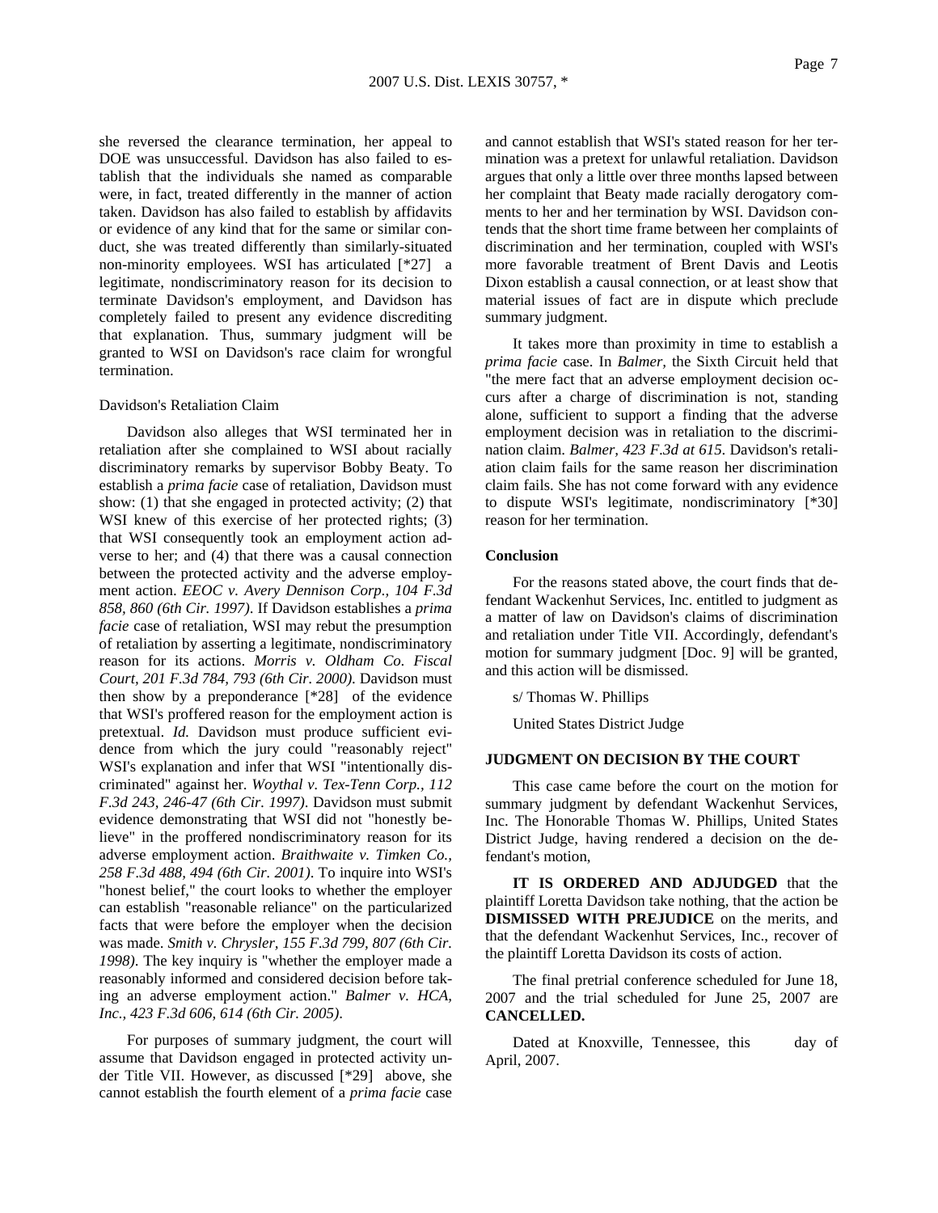she reversed the clearance termination, her appeal to DOE was unsuccessful. Davidson has also failed to establish that the individuals she named as comparable were, in fact, treated differently in the manner of action taken. Davidson has also failed to establish by affidavits or evidence of any kind that for the same or similar conduct, she was treated differently than similarly-situated non-minority employees. WSI has articulated [*27] a legitimate, nondiscriminatory reason for its decision to terminate Davidson's employment, and Davidson has completely failed to present any evidence discrediting that explanation. Thus, summary judgment will be granted to WSI on Davidson's race claim for wrongful termination.

Davidson's Retaliation Claim

Davidson also alleges that WSI terminated her in retaliation after she complained to WSI about racially discriminatory remarks by supervisor Bobby Beaty. To establish a *prima facie* case of retaliation, Davidson must show: (1) that she engaged in protected activity; (2) that WSI knew of this exercise of her protected rights; (3) that WSI consequently took an employment action adverse to her; and (4) that there was a causal connection between the protected activity and the adverse employment action. *EEOC v. Avery Dennison Corp., 104 F.3d 858, 860 (6th Cir. 1997)*. If Davidson establishes a *prima facie* case of retaliation, WSI may rebut the presumption of retaliation by asserting a legitimate, nondiscriminatory reason for its actions. *Morris v. Oldham Co. Fiscal Court, 201 F.3d 784, 793 (6th Cir. 2000)*. Davidson must then show by a preponderance [*28] of the evidence that WSI's proffered reason for the employment action is pretextual. *Id.* Davidson must produce sufficient evidence from which the jury could "reasonably reject" WSI's explanation and infer that WSI "intentionally discriminated" against her. *Woythal v. Tex-Tenn Corp., 112 F.3d 243, 246-47 (6th Cir. 1997)*. Davidson must submit evidence demonstrating that WSI did not "honestly believe" in the proffered nondiscriminatory reason for its adverse employment action. *Braithwaite v. Timken Co., 258 F.3d 488, 494 (6th Cir. 2001)*. To inquire into WSI's "honest belief," the court looks to whether the employer can establish "reasonable reliance" on the particularized facts that were before the employer when the decision was made. *Smith v. Chrysler, 155 F.3d 799, 807 (6th Cir. 1998)*. The key inquiry is "whether the employer made a reasonably informed and considered decision before taking an adverse employment action." *Balmer v. HCA, Inc., 423 F.3d 606, 614 (6th Cir. 2005)*.

For purposes of summary judgment, the court will assume that Davidson engaged in protected activity under Title VII. However, as discussed [*29] above, she cannot establish the fourth element of a *prima facie* case and cannot establish that WSI's stated reason for her termination was a pretext for unlawful retaliation. Davidson argues that only a little over three months lapsed between her complaint that Beaty made racially derogatory comments to her and her termination by WSI. Davidson contends that the short time frame between her complaints of discrimination and her termination, coupled with WSI's more favorable treatment of Brent Davis and Leotis Dixon establish a causal connection, or at least show that material issues of fact are in dispute which preclude summary judgment.

It takes more than proximity in time to establish a *prima facie* case. In *Balmer*, the Sixth Circuit held that "the mere fact that an adverse employment decision occurs after a charge of discrimination is not, standing alone, sufficient to support a finding that the adverse employment decision was in retaliation to the discrimination claim. *Balmer, 423 F.3d at 615*. Davidson's retaliation claim fails for the same reason her discrimination claim fails. She has not come forward with any evidence to dispute WSI's legitimate, nondiscriminatory [*30] reason for her termination.

**Conclusion**

For the reasons stated above, the court finds that defendant Wackenhut Services, Inc. entitled to judgment as a matter of law on Davidson's claims of discrimination and retaliation under Title VII. Accordingly, defendant's motion for summary judgment [Doc. 9] will be granted, and this action will be dismissed.

s/ Thomas W. Phillips

United States District Judge

**JUDGMENT ON DECISION BY THE COURT**

This case came before the court on the motion for summary judgment by defendant Wackenhut Services, Inc. The Honorable Thomas W. Phillips, United States District Judge, having rendered a decision on the defendant's motion,

**IT IS ORDERED AND ADJUDGED** that the plaintiff Loretta Davidson take nothing, that the action be **DISMISSED WITH PREJUDICE** on the merits, and that the defendant Wackenhut Services, Inc., recover of the plaintiff Loretta Davidson its costs of action.

The final pretrial conference scheduled for June 18, 2007 and the trial scheduled for June 25, 2007 are **CANCELLED.**

Dated at Knoxville, Tennessee, this day of April, 2007.